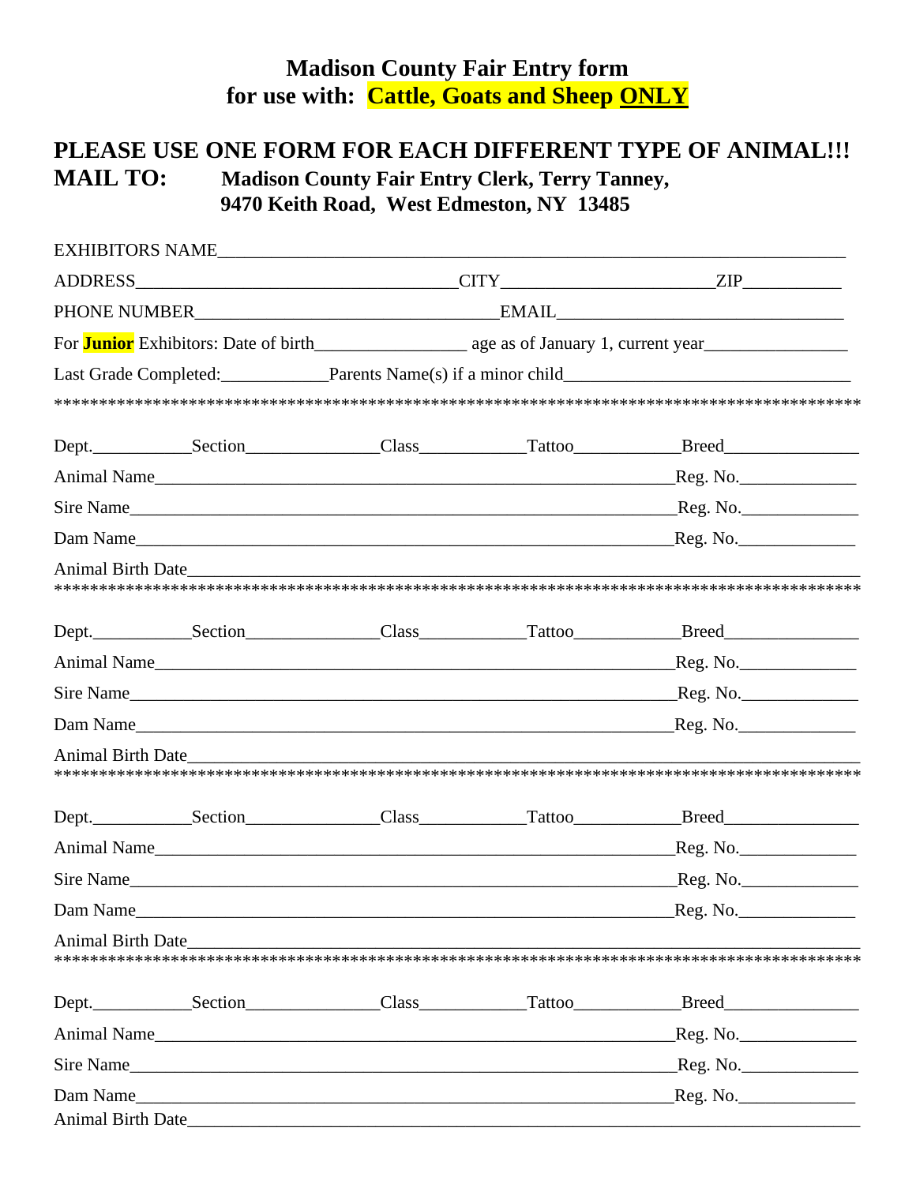# Madison County Fair Entry form
## for use with: Cattle, Goats and Sheep **ONLY**

## PLEASE USE ONE FORM FOR EACH DIFFERENT TYPE OF ANIMAL!!!

**MAIL TO:** **Madison County Fair Entry Clerk, Terry Tanney, 9470 Keith Road, West Edmeston, NY 13485**

EXHIBITORS NAME______________________________________________________________________

ADDRESS__________________________________CITY_______________________ZIP___________

PHONE NUMBER______________________________EMAIL_______________________________

For **Junior** Exhibitors: Date of birth________________ age as of January 1, current year________________

Last Grade Completed:___________Parents Name(s) if a minor child______________________________

****************************************************************************************

Dept.__________Section______________Class___________Tattoo___________Breed_______________

Animal Name______________________________________________________Reg. No._____________

Sire Name_________________________________________________________Reg. No._____________

Dam Name_________________________________________________________Reg. No._____________

Animal Birth Date___________________________________________________________________

****************************************************************************************

Dept.__________Section______________Class___________Tattoo___________Breed_______________

Animal Name______________________________________________________Reg. No._____________

Sire Name_________________________________________________________Reg. No._____________

Dam Name_________________________________________________________Reg. No._____________

Animal Birth Date___________________________________________________________________

****************************************************************************************

Dept.__________Section______________Class___________Tattoo___________Breed_______________

Animal Name______________________________________________________Reg. No._____________

Sire Name_________________________________________________________Reg. No._____________

Dam Name_________________________________________________________Reg. No._____________

Animal Birth Date___________________________________________________________________

****************************************************************************************

Dept.__________Section______________Class___________Tattoo___________Breed_______________

Animal Name______________________________________________________Reg. No._____________

Sire Name_________________________________________________________Reg. No._____________

Dam Name_________________________________________________________Reg. No._____________

Animal Birth Date___________________________________________________________________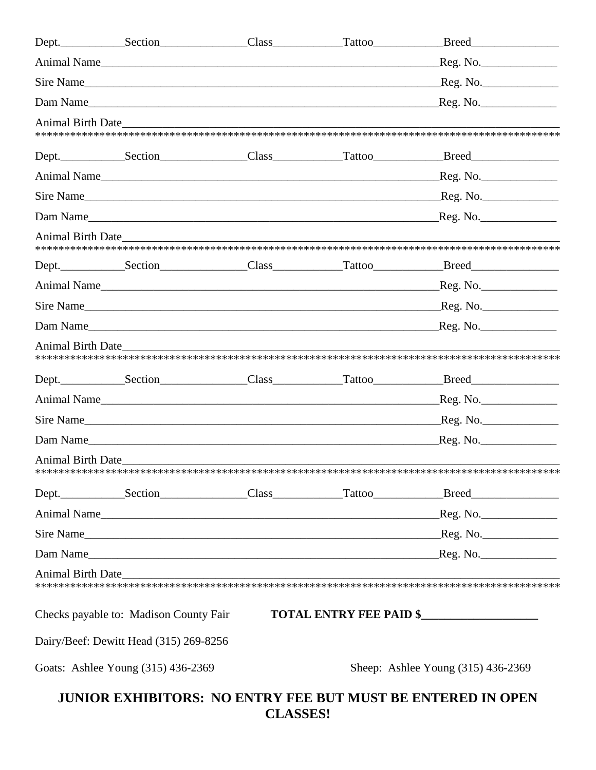Dept.___________Section_______________Class____________Tattoo____________Breed________________

Animal Name__________________________________________________________________Reg. No.______________

Sire Name____________________________________________________________________Reg. No.______________

Dam Name____________________________________________________________________Reg. No.______________

Animal Birth Date____________________________________________________________________________________

*******************************************************************************************

Dept.___________Section_______________Class____________Tattoo____________Breed________________

Animal Name__________________________________________________________________Reg. No.______________

Sire Name____________________________________________________________________Reg. No.______________

Dam Name____________________________________________________________________Reg. No.______________

Animal Birth Date____________________________________________________________________________________

*******************************************************************************************

Dept.___________Section_______________Class____________Tattoo____________Breed________________

Animal Name__________________________________________________________________Reg. No.______________

Sire Name____________________________________________________________________Reg. No.______________

Dam Name____________________________________________________________________Reg. No.______________

Animal Birth Date____________________________________________________________________________________

*******************************************************************************************

Dept.___________Section_______________Class____________Tattoo____________Breed________________

Animal Name__________________________________________________________________Reg. No.______________

Sire Name____________________________________________________________________Reg. No.______________

Dam Name____________________________________________________________________Reg. No.______________

Animal Birth Date____________________________________________________________________________________

*******************************************************************************************

Dept.___________Section_______________Class____________Tattoo____________Breed________________

Animal Name__________________________________________________________________Reg. No.______________

Sire Name____________________________________________________________________Reg. No.______________

Dam Name____________________________________________________________________Reg. No.______________

Animal Birth Date____________________________________________________________________________________

*******************************************************************************************

Checks payable to: Madison County Fair **TOTAL ENTRY FEE PAID $____________________**

Dairy/Beef: Dewitt Head (315) 269-8256

Goats: Ashlee Young (315) 436-2369 Sheep: Ashlee Young (315) 436-2369

**JUNIOR EXHIBITORS: NO ENTRY FEE BUT MUST BE ENTERED IN OPEN CLASSES!**